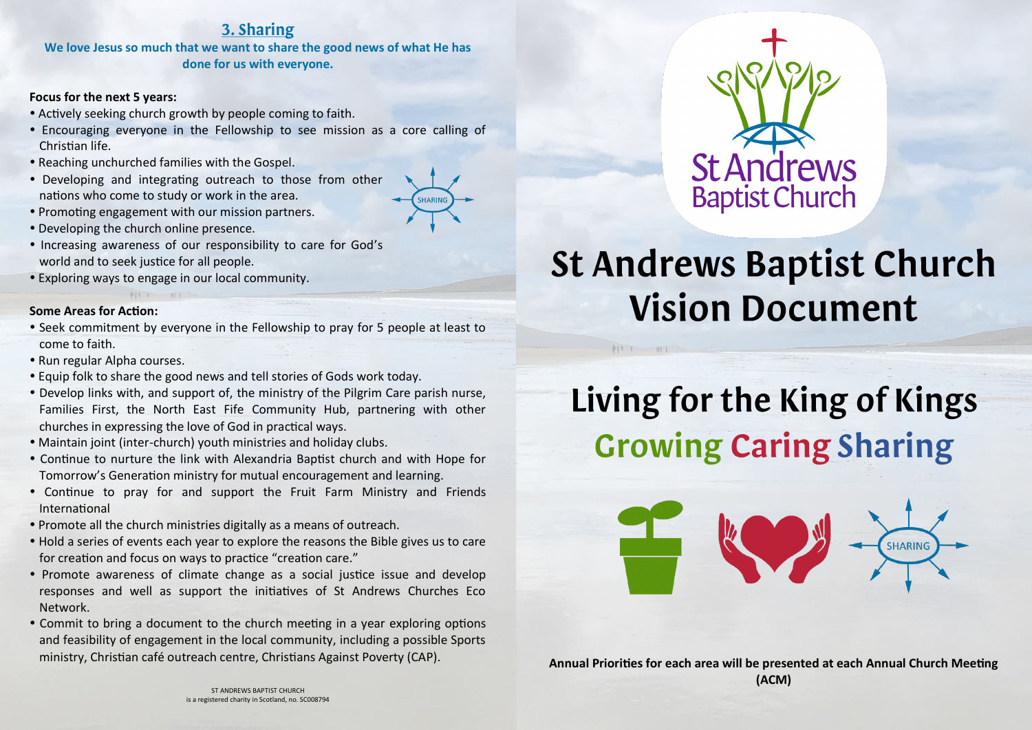## 3. Sharing

**We love Jesus so much that we want to share the good news of what He has done for us with everyone.**

**Focus for the next 5 years:**

- Actively seeking church growth by people coming to faith.
- Encouraging everyone in the Fellowship to see mission as a core calling of Christian life.
- Reaching unchurched families with the Gospel.
- Developing and integrating outreach to those from other nations who come to study or work in the area.
- Promoting engagement with our mission partners.
- Developing the church online presence.
- Increasing awareness of our responsibility to care for God's world and to seek justice for all people.
- Exploring ways to engage in our local community.

**Some Areas for Action:**

- Seek commitment by everyone in the Fellowship to pray for 5 people at least to come to faith.
- Run regular Alpha courses.
- Equip folk to share the good news and tell stories of Gods work today.
- Develop links with, and support of, the ministry of the Pilgrim Care parish nurse, Families First, the North East Fife Community Hub, partnering with other churches in expressing the love of God in practical ways.
- Maintain joint (inter-church) youth ministries and holiday clubs.
- Continue to nurture the link with Alexandria Baptist church and with Hope for Tomorrow's Generation ministry for mutual encouragement and learning.
- Continue to pray for and support the Fruit Farm Ministry and Friends International
- Promote all the church ministries digitally as a means of outreach.
- Hold a series of events each year to explore the reasons the Bible gives us to care for creation and focus on ways to practice "creation care."
- Promote awareness of climate change as a social justice issue and develop responses and well as support the initiatives of St Andrews Churches Eco Network.
- Commit to bring a document to the church meeting in a year exploring options and feasibility of engagement in the local community, including a possible Sports ministry, Christian café outreach centre, Christians Against Poverty (CAP).

ST ANDREWS BAPTIST CHURCH
is a registered charity in Scotland, no. SC008794

St Andrews Baptist Church

# St Andrews Baptist Church Vision Document

## Living for the King of Kings

## Growing Caring Sharing

**Annual Priorities for each area will be presented at each Annual Church Meeting (ACM)**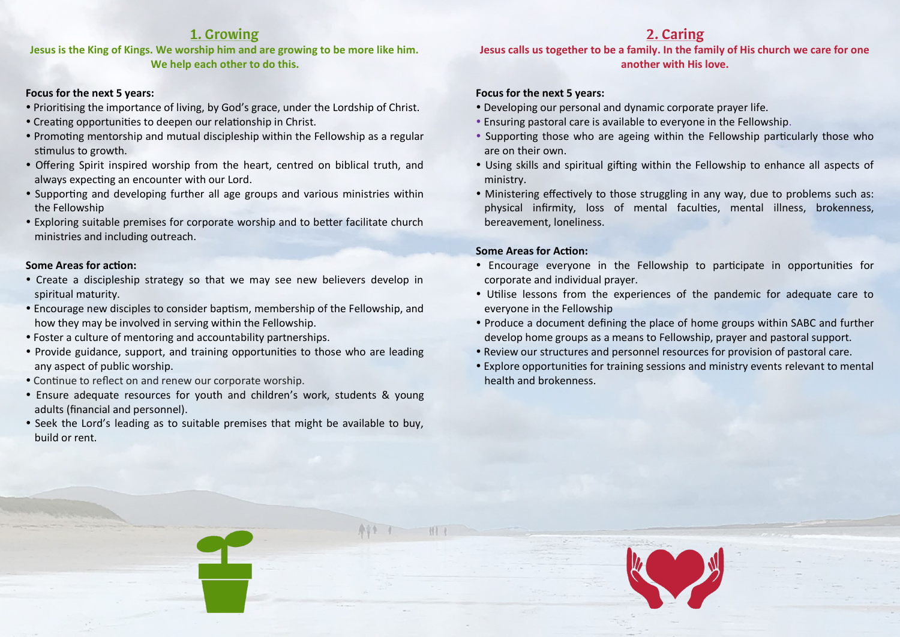## 1. Growing

**Jesus is the King of Kings. We worship him and are growing to be more like him. We help each other to do this.**

**Focus for the next 5 years:**

- Prioritising the importance of living, by God's grace, under the Lordship of Christ.
- Creating opportunities to deepen our relationship in Christ.
- Promoting mentorship and mutual discipleship within the Fellowship as a regular stimulus to growth.
- Offering Spirit inspired worship from the heart, centred on biblical truth, and always expecting an encounter with our Lord.
- Supporting and developing further all age groups and various ministries within the Fellowship
- Exploring suitable premises for corporate worship and to better facilitate church ministries and including outreach.

**Some Areas for action:**

- Create a discipleship strategy so that we may see new believers develop in spiritual maturity.
- Encourage new disciples to consider baptism, membership of the Fellowship, and how they may be involved in serving within the Fellowship.
- Foster a culture of mentoring and accountability partnerships.
- Provide guidance, support, and training opportunities to those who are leading any aspect of public worship.
- Continue to reflect on and renew our corporate worship.
- Ensure adequate resources for youth and children's work, students & young adults (financial and personnel).
- Seek the Lord's leading as to suitable premises that might be available to buy, build or rent.

## 2. Caring

**Jesus calls us together to be a family. In the family of His church we care for one another with His love.**

**Focus for the next 5 years:**

- Developing our personal and dynamic corporate prayer life.
- Ensuring pastoral care is available to everyone in the Fellowship.
- Supporting those who are ageing within the Fellowship particularly those who are on their own.
- Using skills and spiritual gifting within the Fellowship to enhance all aspects of ministry.
- Ministering effectively to those struggling in any way, due to problems such as: physical infirmity, loss of mental faculties, mental illness, brokenness, bereavement, loneliness.

**Some Areas for Action:**

- Encourage everyone in the Fellowship to participate in opportunities for corporate and individual prayer.
- Utilise lessons from the experiences of the pandemic for adequate care to everyone in the Fellowship
- Produce a document defining the place of home groups within SABC and further develop home groups as a means to Fellowship, prayer and pastoral support.
- Review our structures and personnel resources for provision of pastoral care.
- Explore opportunities for training sessions and ministry events relevant to mental health and brokenness.